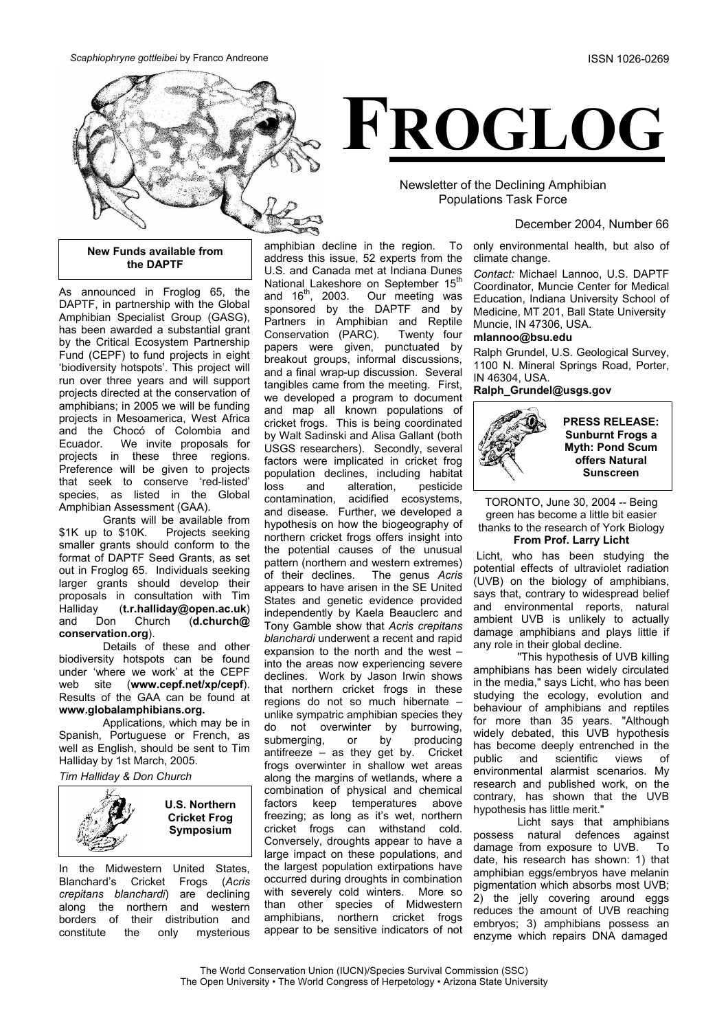*Scaphiophryne gottleibei* by Franco Andreone

ISSN 1026-0269

# FROGLOG

Newsletter of the Declining Amphibian Populations Task Force

December 2004, Number 66

## New Funds available from the DAPTF

As announced in Froglog 65, the DAPTF, in partnership with the Global Amphibian Specialist Group (GASG), has been awarded a substantial grant by the Critical Ecosystem Partnership Fund (CEPF) to fund projects in eight 'biodiversity hotspots'. This project will run over three years and will support projects directed at the conservation of amphibians; in 2005 we will be funding projects in Mesoamerica, West Africa and the Chocó of Colombia and Ecuador. We invite proposals for projects in these three regions. Preference will be given to projects that seek to conserve 'red-listed' species, as listed in the Global Amphibian Assessment (GAA).

Grants will be available from \$1K up to \$10K. Projects seeking smaller grants should conform to the format of DAPTF Seed Grants, as set out in Froglog 65. Individuals seeking larger grants should develop their proposals in consultation with Tim Halliday (**t.r.halliday@open.ac.uk**) and Don Church (**d.church@conservation.org**).

Details of these and other biodiversity hotspots can be found under 'where we work' at the CEPF web site (**www.cepf.net/xp/cepf**). Results of the GAA can be found at **www.globalamphibians.org.**

Applications, which may be in Spanish, Portuguese or French, as well as English, should be sent to Tim Halliday by 1st March, 2005.

*Tim Halliday & Don Church*

## U.S. Northern Cricket Frog Symposium

In the Midwestern United States, Blanchard's Cricket Frogs (*Acris crepitans blanchardi*) are declining along the northern and western borders of their distribution and constitute the only mysterious amphibian decline in the region. To address this issue, 52 experts from the U.S. and Canada met at Indiana Dunes National Lakeshore on September 15th and 16th, 2003. Our meeting was sponsored by the DAPTF and by Partners in Amphibian and Reptile Conservation (PARC). Twenty four papers were given, punctuated by breakout groups, informal discussions, and a final wrap-up discussion. Several tangibles came from the meeting. First, we developed a program to document and map all known populations of cricket frogs. This is being coordinated by Walt Sadinski and Alisa Gallant (both USGS researchers). Secondly, several factors were implicated in cricket frog population declines, including habitat loss and alteration, pesticide contamination, acidified ecosystems, and disease. Further, we developed a hypothesis on how the biogeography of northern cricket frogs offers insight into the potential causes of the unusual pattern (northern and western extremes) of their declines. The genus *Acris* appears to have arisen in the SE United States and genetic evidence provided independently by Kaela Beauclerc and Tony Gamble show that *Acris crepitans blanchardi* underwent a recent and rapid expansion to the north and the west – into the areas now experiencing severe declines. Work by Jason Irwin shows that northern cricket frogs in these regions do not so much hibernate – unlike sympatric amphibian species they do not overwinter by burrowing, submerging, or by producing antifreeze – as they get by. Cricket frogs overwinter in shallow wet areas along the margins of wetlands, where a combination of physical and chemical factors keep temperatures above freezing; as long as it's wet, northern cricket frogs can withstand cold. Conversely, droughts appear to have a large impact on these populations, and the largest population extirpations have occurred during droughts in combination with severely cold winters. More so than other species of Midwestern amphibians, northern cricket frogs appear to be sensitive indicators of not only environmental health, but also of climate change.

*Contact:* Michael Lannoo, U.S. DAPTF Coordinator, Muncie Center for Medical Education, Indiana University School of Medicine, MT 201, Ball State University Muncie, IN 47306, USA.
**mlannoo@bsu.edu**

Ralph Grundel, U.S. Geological Survey, 1100 N. Mineral Springs Road, Porter, IN 46304, USA.
**Ralph_Grundel@usgs.gov**

## PRESS RELEASE: Sunburnt Frogs a Myth: Pond Scum offers Natural Sunscreen

TORONTO, June 30, 2004 -- Being green has become a little bit easier thanks to the research of York Biology
**From Prof. Larry Licht**

Licht, who has been studying the potential effects of ultraviolet radiation (UVB) on the biology of amphibians, says that, contrary to widespread belief and environmental reports, natural ambient UVB is unlikely to actually damage amphibians and plays little if any role in their global decline.

"This hypothesis of UVB killing amphibians has been widely circulated in the media," says Licht, who has been studying the ecology, evolution and behaviour of amphibians and reptiles for more than 35 years. "Although widely debated, this UVB hypothesis has become deeply entrenched in the public and scientific views of environmental alarmist scenarios. My research and published work, on the contrary, has shown that the UVB hypothesis has little merit."

Licht says that amphibians possess natural defences against damage from exposure to UVB. To date, his research has shown: 1) that amphibian eggs/embryos have melanin pigmentation which absorbs most UVB; 2) the jelly covering around eggs reduces the amount of UVB reaching embryos; 3) amphibians possess an enzyme which repairs DNA damaged

The World Conservation Union (IUCN)/Species Survival Commission (SSC)
The Open University • The World Congress of Herpetology • Arizona State University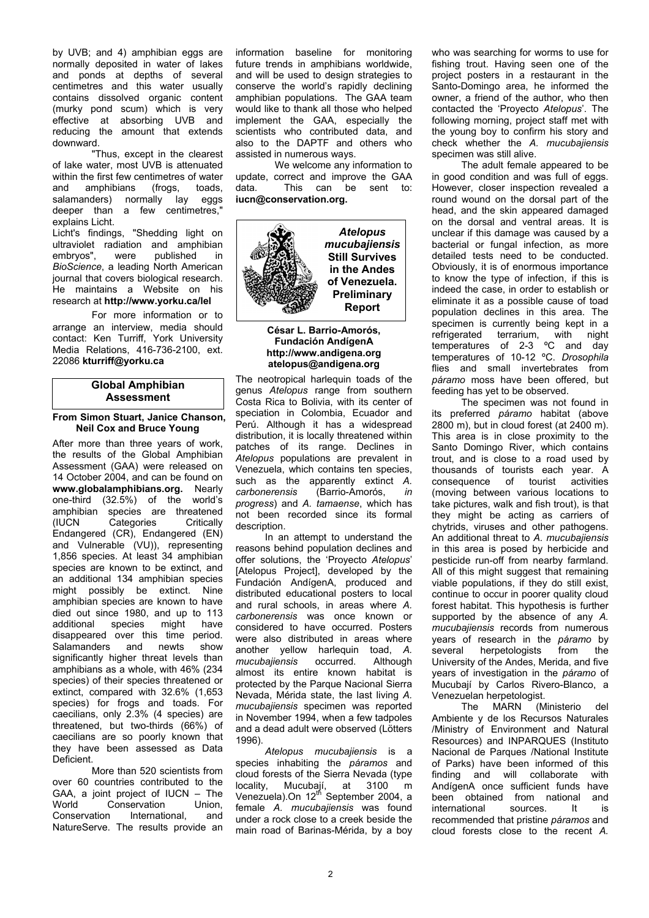by UVB; and 4) amphibian eggs are normally deposited in water of lakes and ponds at depths of several centimetres and this water usually contains dissolved organic content (murky pond scum) which is very effective at absorbing UVB and reducing the amount that extends downward.

"Thus, except in the clearest of lake water, most UVB is attenuated within the first few centimetres of water and amphibians (frogs, toads, salamanders) normally lay eggs deeper than a few centimetres," explains Licht.

Licht's findings, "Shedding light on ultraviolet radiation and amphibian embryos", were published in *BioScience*, a leading North American journal that covers biological research. He maintains a Website on his research at **http://www.yorku.ca/lel**

For more information or to arrange an interview, media should contact: Ken Turriff, York University Media Relations, 416-736-2100, ext. 22086 **kturriff@yorku.ca**

## Global Amphibian Assessment

**From Simon Stuart, Janice Chanson, Neil Cox and Bruce Young**

After more than three years of work, the results of the Global Amphibian Assessment (GAA) were released on 14 October 2004, and can be found on **www.globalamphibians.org.** Nearly one-third (32.5%) of the world's amphibian species are threatened (IUCN Categories Critically Endangered (CR), Endangered (EN) and Vulnerable (VU)), representing 1,856 species. At least 34 amphibian species are known to be extinct, and an additional 134 amphibian species might possibly be extinct. Nine amphibian species are known to have died out since 1980, and up to 113 additional species might have disappeared over this time period. Salamanders and newts show significantly higher threat levels than amphibians as a whole, with 46% (234 species) of their species threatened or extinct, compared with 32.6% (1,653 species) for frogs and toads. For caecilians, only 2.3% (4 species) are threatened, but two-thirds (66%) of caecilians are so poorly known that they have been assessed as Data Deficient.

More than 520 scientists from over 60 countries contributed to the GAA, a joint project of IUCN – The World Conservation Union, Conservation International, and NatureServe. The results provide an information baseline for monitoring future trends in amphibians worldwide, and will be used to design strategies to conserve the world's rapidly declining amphibian populations. The GAA team would like to thank all those who helped implement the GAA, especially the scientists who contributed data, and also to the DAPTF and others who assisted in numerous ways.

We welcome any information to update, correct and improve the GAA data. This can be sent to: **iucn@conservation.org.**

## *Atelopus mucubajiensis* Still Survives in the Andes of Venezuela. Preliminary Report

**César L. Barrio-Amorós, Fundación AndígenA**
**http://www.andigena.org**
**atelopus@andigena.org**

The neotropical harlequin toads of the genus *Atelopus* range from southern Costa Rica to Bolivia, with its center of speciation in Colombia, Ecuador and Perú. Although it has a widespread distribution, it is locally threatened within patches of its range. Declines in *Atelopus* populations are prevalent in Venezuela, which contains ten species, such as the apparently extinct *A. carbonerensis* (Barrio-Amorós, *in progress*) and *A. tamaense*, which has not been recorded since its formal description.

In an attempt to understand the reasons behind population declines and offer solutions, the 'Proyecto *Atelopus*' [Atelopus Project], developed by the Fundación AndígenA, produced and distributed educational posters to local and rural schools, in areas where *A. carbonerensis* was once known or considered to have occurred. Posters were also distributed in areas where another yellow harlequin toad, *A. mucubajiensis* occurred. Although almost its entire known habitat is protected by the Parque Nacional Sierra Nevada, Mérida state, the last living *A. mucubajiensis* specimen was reported in November 1994, when a few tadpoles and a dead adult were observed (Lötters 1996).

*Atelopus mucubajiensis* is a species inhabiting the *páramos* and cloud forests of the Sierra Nevada (type locality, Mucubají, at 3100 m Venezuela).On 12th September 2004, a female *A. mucubajiensis* was found under a rock close to a creek beside the main road of Barinas-Mérida, by a boy who was searching for worms to use for fishing trout. Having seen one of the project posters in a restaurant in the Santo-Domingo area, he informed the owner, a friend of the author, who then contacted the 'Proyecto *Atelopus*'. The following morning, project staff met with the young boy to confirm his story and check whether the *A. mucubajiensis* specimen was still alive.

The adult female appeared to be in good condition and was full of eggs. However, closer inspection revealed a round wound on the dorsal part of the head, and the skin appeared damaged on the dorsal and ventral areas. It is unclear if this damage was caused by a bacterial or fungal infection, as more detailed tests need to be conducted. Obviously, it is of enormous importance to know the type of infection, if this is indeed the case, in order to establish or eliminate it as a possible cause of toad population declines in this area. The specimen is currently being kept in a refrigerated terrarium, with night temperatures of 2-3 ºC and day temperatures of 10-12 ºC. *Drosophila* flies and small invertebrates from *páramo* moss have been offered, but feeding has yet to be observed.

The specimen was not found in its preferred *páramo* habitat (above 2800 m), but in cloud forest (at 2400 m). This area is in close proximity to the Santo Domingo River, which contains trout, and is close to a road used by thousands of tourists each year. A consequence of tourist activities (moving between various locations to take pictures, walk and fish trout), is that they might be acting as carriers of chytrids, viruses and other pathogens. An additional threat to *A. mucubajiensis* in this area is posed by herbicide and pesticide run-off from nearby farmland. All of this might suggest that remaining viable populations, if they do still exist, continue to occur in poorer quality cloud forest habitat. This hypothesis is further supported by the absence of any *A. mucubajiensis* records from numerous years of research in the *páramo* by several herpetologists from the University of the Andes, Merida, and five years of investigation in the *páramo* of Mucubají by Carlos Rivero-Blanco, a Venezuelan herpetologist.

The MARN (Ministerio del Ambiente y de los Recursos Naturales /Ministry of Environment and Natural Resources) and INPARQUES (Instituto Nacional de Parques /National Institute of Parks) have been informed of this finding and will collaborate with AndígenA once sufficient funds have been obtained from national and international sources. It is recommended that pristine *páramos* and cloud forests close to the recent *A.*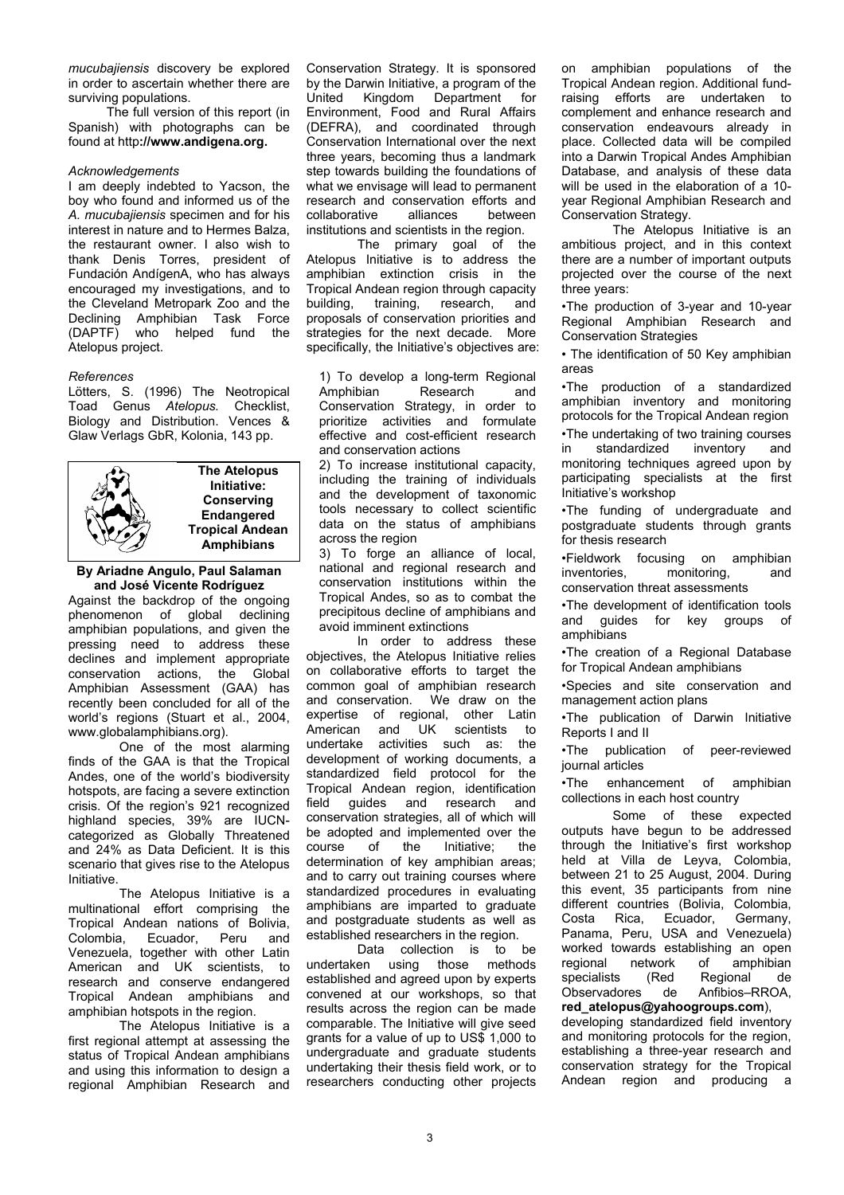*mucubajiensis* discovery be explored in order to ascertain whether there are surviving populations.

The full version of this report (in Spanish) with photographs can be found at **http://www.andigena.org.**

*Acknowledgements*

I am deeply indebted to Yacson, the boy who found and informed us of the *A. mucubajiensis* specimen and for his interest in nature and to Hermes Balza, the restaurant owner. I also wish to thank Denis Torres, president of Fundación AndígenA, who has always encouraged my investigations, and to the Cleveland Metropark Zoo and the Declining Amphibian Task Force (DAPTF) who helped fund the Atelopus project.

*References*

Lötters, S. (1996) The Neotropical Toad Genus *Atelopus.* Checklist, Biology and Distribution. Vences & Glaw Verlags GbR, Kolonia, 143 pp.

## The Atelopus Initiative: Conserving Endangered Tropical Andean Amphibians

**By Ariadne Angulo, Paul Salaman and José Vicente Rodríguez**

Against the backdrop of the ongoing phenomenon of global declining amphibian populations, and given the pressing need to address these declines and implement appropriate conservation actions, the Global Amphibian Assessment (GAA) has recently been concluded for all of the world's regions (Stuart et al., 2004, www.globalamphibians.org).

One of the most alarming finds of the GAA is that the Tropical Andes, one of the world's biodiversity hotspots, are facing a severe extinction crisis. Of the region's 921 recognized highland species, 39% are IUCN-categorized as Globally Threatened and 24% as Data Deficient. It is this scenario that gives rise to the Atelopus Initiative.

The Atelopus Initiative is a multinational effort comprising the Tropical Andean nations of Bolivia, Colombia, Ecuador, Peru and Venezuela, together with other Latin American and UK scientists, to research and conserve endangered Tropical Andean amphibians and amphibian hotspots in the region.

The Atelopus Initiative is a first regional attempt at assessing the status of Tropical Andean amphibians and using this information to design a regional Amphibian Research and Conservation Strategy. It is sponsored by the Darwin Initiative, a program of the United Kingdom Department for Environment, Food and Rural Affairs (DEFRA), and coordinated through Conservation International over the next three years, becoming thus a landmark step towards building the foundations of what we envisage will lead to permanent research and conservation efforts and collaborative alliances between institutions and scientists in the region.

The primary goal of the Atelopus Initiative is to address the amphibian extinction crisis in the Tropical Andean region through capacity building, training, research, and proposals of conservation priorities and strategies for the next decade. More specifically, the Initiative's objectives are:

1) To develop a long-term Regional Amphibian Research and Conservation Strategy, in order to prioritize activities and formulate effective and cost-efficient research and conservation actions

2) To increase institutional capacity, including the training of individuals and the development of taxonomic tools necessary to collect scientific data on the status of amphibians across the region

3) To forge an alliance of local, national and regional research and conservation institutions within the Tropical Andes, so as to combat the precipitous decline of amphibians and avoid imminent extinctions

In order to address these objectives, the Atelopus Initiative relies on collaborative efforts to target the common goal of amphibian research and conservation. We draw on the expertise of regional, other Latin American and UK scientists to undertake activities such as: the development of working documents, a standardized field protocol for the Tropical Andean region, identification field guides and research and conservation strategies, all of which will be adopted and implemented over the course of the Initiative; the determination of key amphibian areas; and to carry out training courses where standardized procedures in evaluating amphibians are imparted to graduate and postgraduate students as well as established researchers in the region.

Data collection is to be undertaken using those methods established and agreed upon by experts convened at our workshops, so that results across the region can be made comparable. The Initiative will give seed grants for a value of up to US$ 1,000 to undergraduate and graduate students undertaking their thesis field work, or to researchers conducting other projects on amphibian populations of the Tropical Andean region. Additional fund-raising efforts are undertaken to complement and enhance research and conservation endeavours already in place. Collected data will be compiled into a Darwin Tropical Andes Amphibian Database, and analysis of these data will be used in the elaboration of a 10-year Regional Amphibian Research and Conservation Strategy.

The Atelopus Initiative is an ambitious project, and in this context there are a number of important outputs projected over the course of the next three years:

- The production of 3-year and 10-year Regional Amphibian Research and Conservation Strategies
- The identification of 50 Key amphibian areas
- The production of a standardized amphibian inventory and monitoring protocols for the Tropical Andean region
- The undertaking of two training courses in standardized inventory and monitoring techniques agreed upon by participating specialists at the first Initiative's workshop
- The funding of undergraduate and postgraduate students through grants for thesis research
- Fieldwork focusing on amphibian inventories, monitoring, and conservation threat assessments
- The development of identification tools and guides for key groups of amphibians
- The creation of a Regional Database for Tropical Andean amphibians
- Species and site conservation and management action plans
- The publication of Darwin Initiative Reports I and II
- The publication of peer-reviewed journal articles
- The enhancement of amphibian collections in each host country

Some of these expected outputs have begun to be addressed through the Initiative's first workshop held at Villa de Leyva, Colombia, between 21 to 25 August, 2004. During this event, 35 participants from nine different countries (Bolivia, Colombia, Costa Rica, Ecuador, Germany, Panama, Peru, USA and Venezuela) worked towards establishing an open regional network of amphibian specialists (Red Regional de Observadores de Anfibios–RROA, **red_atelopus@yahoogroups.com**), developing standardized field inventory and monitoring protocols for the region, establishing a three-year research and conservation strategy for the Tropical Andean region and producing a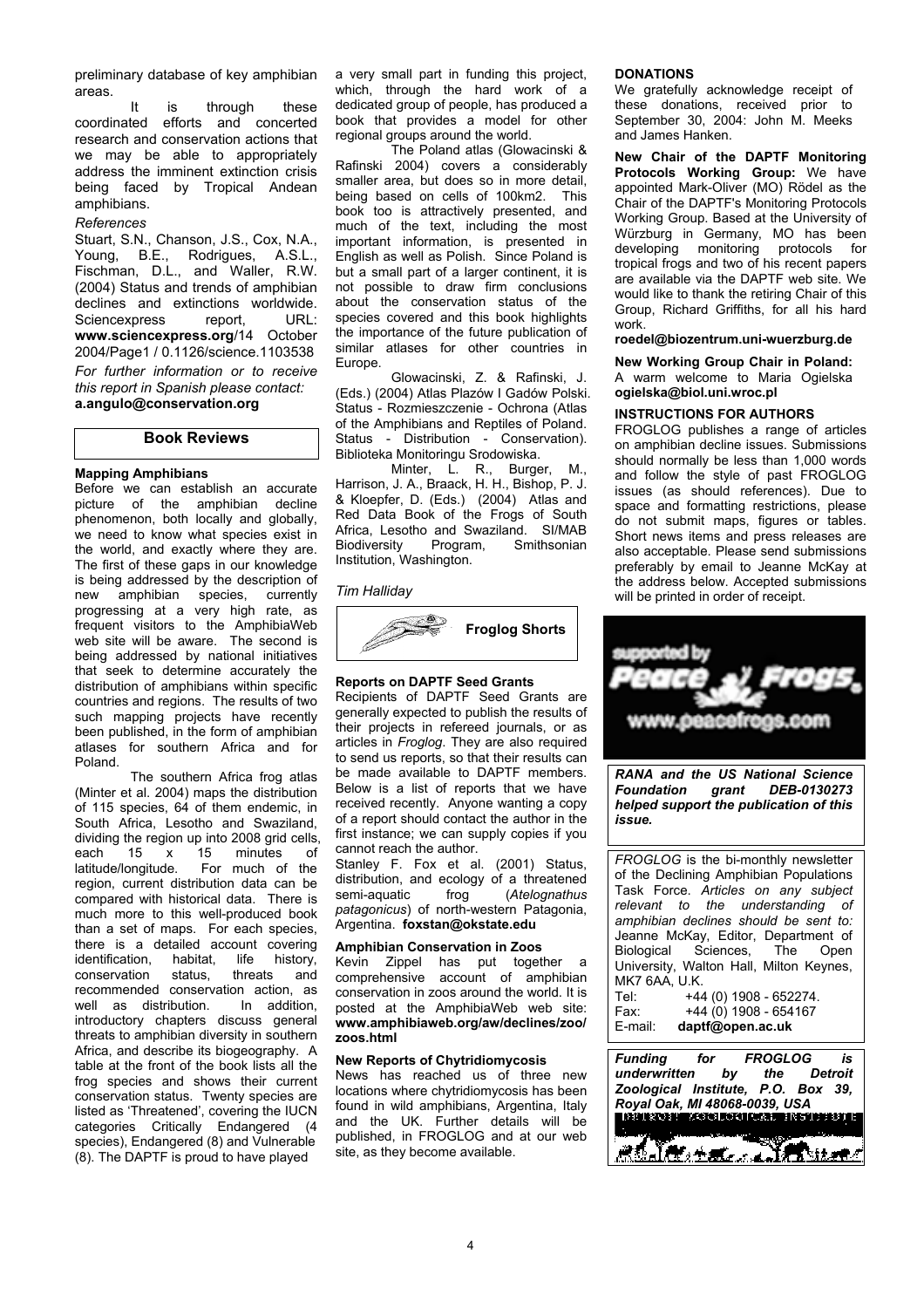preliminary database of key amphibian areas.

It is through these coordinated efforts and concerted research and conservation actions that we may be able to appropriately address the imminent extinction crisis being faced by Tropical Andean amphibians.

*References*

Stuart, S.N., Chanson, J.S., Cox, N.A., Young, B.E., Rodrigues, A.S.L., Fischman, D.L., and Waller, R.W. (2004) Status and trends of amphibian declines and extinctions worldwide. Sciencexpress report, URL: **www.sciencexpress.org**/14 October 2004/Page1 / 0.1126/science.1103538

*For further information or to receive this report in Spanish please contact:* **a.angulo@conservation.org**

## Book Reviews

### Mapping Amphibians

Before we can establish an accurate picture of the amphibian decline phenomenon, both locally and globally, we need to know what species exist in the world, and exactly where they are. The first of these gaps in our knowledge is being addressed by the description of new amphibian species, currently progressing at a very high rate, as frequent visitors to the AmphibiaWeb web site will be aware. The second is being addressed by national initiatives that seek to determine accurately the distribution of amphibians within specific countries and regions. The results of two such mapping projects have recently been published, in the form of amphibian atlases for southern Africa and for Poland.

The southern Africa frog atlas (Minter et al. 2004) maps the distribution of 115 species, 64 of them endemic, in South Africa, Lesotho and Swaziland, dividing the region up into 2008 grid cells, each 15 x 15 minutes of latitude/longitude. For much of the region, current distribution data can be compared with historical data. There is much more to this well-produced book than a set of maps. For each species, there is a detailed account covering identification, habitat, life history, conservation status, threats and recommended conservation action, as well as distribution. In addition, introductory chapters discuss general threats to amphibian diversity in southern Africa, and describe its biogeography. A table at the front of the book lists all the frog species and shows their current conservation status. Twenty species are listed as 'Threatened', covering the IUCN categories Critically Endangered (4 species), Endangered (8) and Vulnerable (8). The DAPTF is proud to have played a very small part in funding this project, which, through the hard work of a dedicated group of people, has produced a book that provides a model for other regional groups around the world.

The Poland atlas (Glowacinski & Rafinski 2004) covers a considerably smaller area, but does so in more detail, being based on cells of 100km2. This book too is attractively presented, and much of the text, including the most important information, is presented in English as well as Polish. Since Poland is but a small part of a larger continent, it is not possible to draw firm conclusions about the conservation status of the species covered and this book highlights the importance of the future publication of similar atlases for other countries in Europe.

Glowacinski, Z. & Rafinski, J. (Eds.) (2004) Atlas Plazów I Gadów Polski. Status - Rozmieszczenie - Ochrona (Atlas of the Amphibians and Reptiles of Poland. Status - Distribution - Conservation). Biblioteka Monitoringu Srodowiska.

Minter, L. R., Burger, M., Harrison, J. A., Braack, H. H., Bishop, P. J. & Kloepfer, D. (Eds.) (2004) Atlas and Red Data Book of the Frogs of South Africa, Lesotho and Swaziland. SI/MAB Biodiversity Program, Smithsonian Institution, Washington.

*Tim Halliday*

## Froglog Shorts

### Reports on DAPTF Seed Grants

Recipients of DAPTF Seed Grants are generally expected to publish the results of their projects in refereed journals, or as articles in *Froglog*. They are also required to send us reports, so that their results can be made available to DAPTF members. Below is a list of reports that we have received recently. Anyone wanting a copy of a report should contact the author in the first instance; we can supply copies if you cannot reach the author.

Stanley F. Fox et al. (2001) Status, distribution, and ecology of a threatened semi-aquatic frog (*Atelognathus patagonicus*) of north-western Patagonia, Argentina. **foxstan@okstate.edu**

### Amphibian Conservation in Zoos

Kevin Zippel has put together a comprehensive account of amphibian conservation in zoos around the world. It is posted at the AmphibiaWeb web site: **www.amphibiaweb.org/aw/declines/zoo/zoos.html**

### New Reports of Chytridiomycosis

News has reached us of three new locations where chytridiomycosis has been found in wild amphibians, Argentina, Italy and the UK. Further details will be published, in FROGLOG and at our web site, as they become available.

### DONATIONS

We gratefully acknowledge receipt of these donations, received prior to September 30, 2004: John M. Meeks and James Hanken.

**New Chair of the DAPTF Monitoring Protocols Working Group:** We have appointed Mark-Oliver (MO) Rödel as the Chair of the DAPTF's Monitoring Protocols Working Group. Based at the University of Würzburg in Germany, MO has been developing monitoring protocols for tropical frogs and two of his recent papers are available via the DAPTF web site. We would like to thank the retiring Chair of this Group, Richard Griffiths, for all his hard work.
**roedel@biozentrum.uni-wuerzburg.de**

**New Working Group Chair in Poland:** A warm welcome to Maria Ogielska **ogielska@biol.uni.wroc.pl**

### INSTRUCTIONS FOR AUTHORS

FROGLOG publishes a range of articles on amphibian decline issues. Submissions should normally be less than 1,000 words and follow the style of past FROGLOG issues (as should references). Due to space and formatting restrictions, please do not submit maps, figures or tables. Short news items and press releases are also acceptable. Please send submissions preferably by email to Jeanne McKay at the address below. Accepted submissions will be printed in order of receipt.

supported by Peace Frogs
www.peacefrogs.com

***RANA and the US National Science Foundation grant DEB-0130273 helped support the publication of this issue.***

*FROGLOG* is the bi-monthly newsletter of the Declining Amphibian Populations Task Force. *Articles on any subject relevant to the understanding of amphibian declines should be sent to:* Jeanne McKay, Editor, Department of Biological Sciences, The Open University, Walton Hall, Milton Keynes, MK7 6AA, U.K.
Tel: +44 (0) 1908 - 652274.
Fax: +44 (0) 1908 - 654167
E-mail: **daptf@open.ac.uk**

***Funding for FROGLOG is underwritten by the Detroit Zoological Institute, P.O. Box 39, Royal Oak, MI 48068-0039, USA***